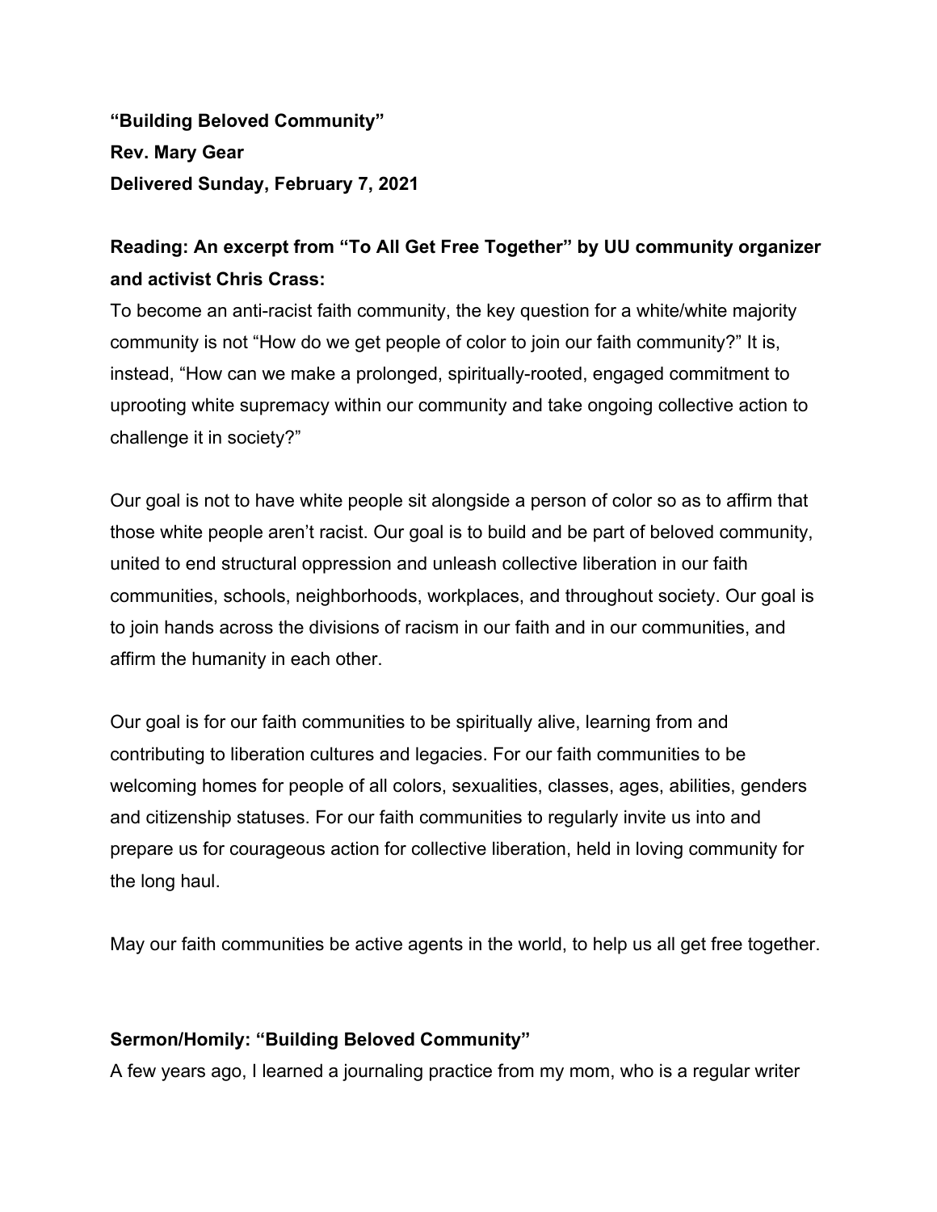**“Building Beloved Community”**
**Rev. Mary Gear**
**Delivered Sunday, February 7, 2021**

## Reading: An excerpt from “To All Get Free Together” by UU community organizer and activist Chris Crass:

To become an anti-racist faith community, the key question for a white/white majority community is not “How do we get people of color to join our faith community?” It is, instead, “How can we make a prolonged, spiritually-rooted, engaged commitment to uprooting white supremacy within our community and take ongoing collective action to challenge it in society?”

Our goal is not to have white people sit alongside a person of color so as to affirm that those white people aren’t racist. Our goal is to build and be part of beloved community, united to end structural oppression and unleash collective liberation in our faith communities, schools, neighborhoods, workplaces, and throughout society. Our goal is to join hands across the divisions of racism in our faith and in our communities, and affirm the humanity in each other.

Our goal is for our faith communities to be spiritually alive, learning from and contributing to liberation cultures and legacies. For our faith communities to be welcoming homes for people of all colors, sexualities, classes, ages, abilities, genders and citizenship statuses. For our faith communities to regularly invite us into and prepare us for courageous action for collective liberation, held in loving community for the long haul.

May our faith communities be active agents in the world, to help us all get free together.

## Sermon/Homily: “Building Beloved Community”

A few years ago, I learned a journaling practice from my mom, who is a regular writer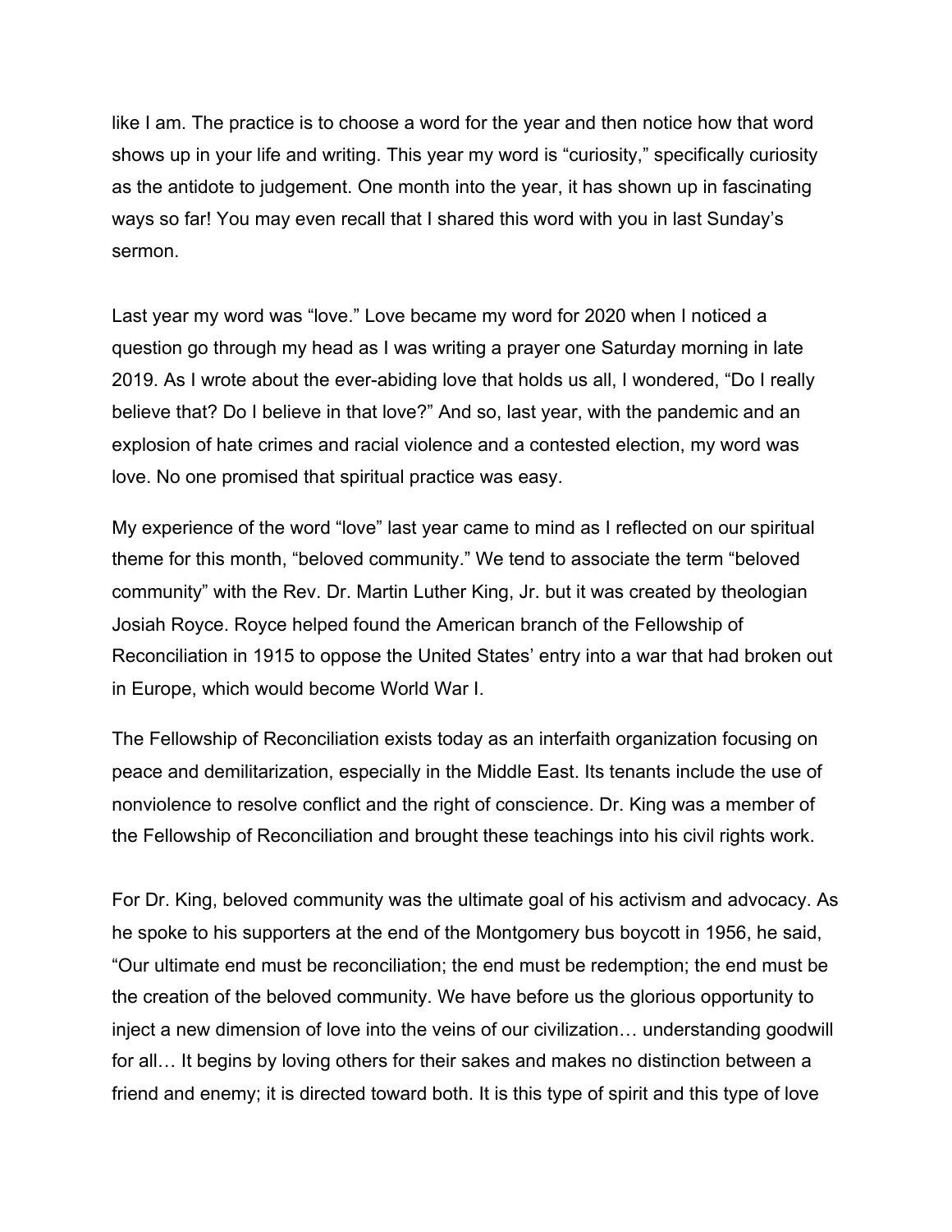like I am. The practice is to choose a word for the year and then notice how that word shows up in your life and writing. This year my word is "curiosity," specifically curiosity as the antidote to judgement. One month into the year, it has shown up in fascinating ways so far! You may even recall that I shared this word with you in last Sunday's sermon.

Last year my word was "love." Love became my word for 2020 when I noticed a question go through my head as I was writing a prayer one Saturday morning in late 2019. As I wrote about the ever-abiding love that holds us all, I wondered, "Do I really believe that? Do I believe in that love?" And so, last year, with the pandemic and an explosion of hate crimes and racial violence and a contested election, my word was love. No one promised that spiritual practice was easy.

My experience of the word "love" last year came to mind as I reflected on our spiritual theme for this month, "beloved community." We tend to associate the term "beloved community" with the Rev. Dr. Martin Luther King, Jr. but it was created by theologian Josiah Royce. Royce helped found the American branch of the Fellowship of Reconciliation in 1915 to oppose the United States' entry into a war that had broken out in Europe, which would become World War I.

The Fellowship of Reconciliation exists today as an interfaith organization focusing on peace and demilitarization, especially in the Middle East. Its tenants include the use of nonviolence to resolve conflict and the right of conscience. Dr. King was a member of the Fellowship of Reconciliation and brought these teachings into his civil rights work.

For Dr. King, beloved community was the ultimate goal of his activism and advocacy. As he spoke to his supporters at the end of the Montgomery bus boycott in 1956, he said, "Our ultimate end must be reconciliation; the end must be redemption; the end must be the creation of the beloved community. We have before us the glorious opportunity to inject a new dimension of love into the veins of our civilization… understanding goodwill for all… It begins by loving others for their sakes and makes no distinction between a friend and enemy; it is directed toward both. It is this type of spirit and this type of love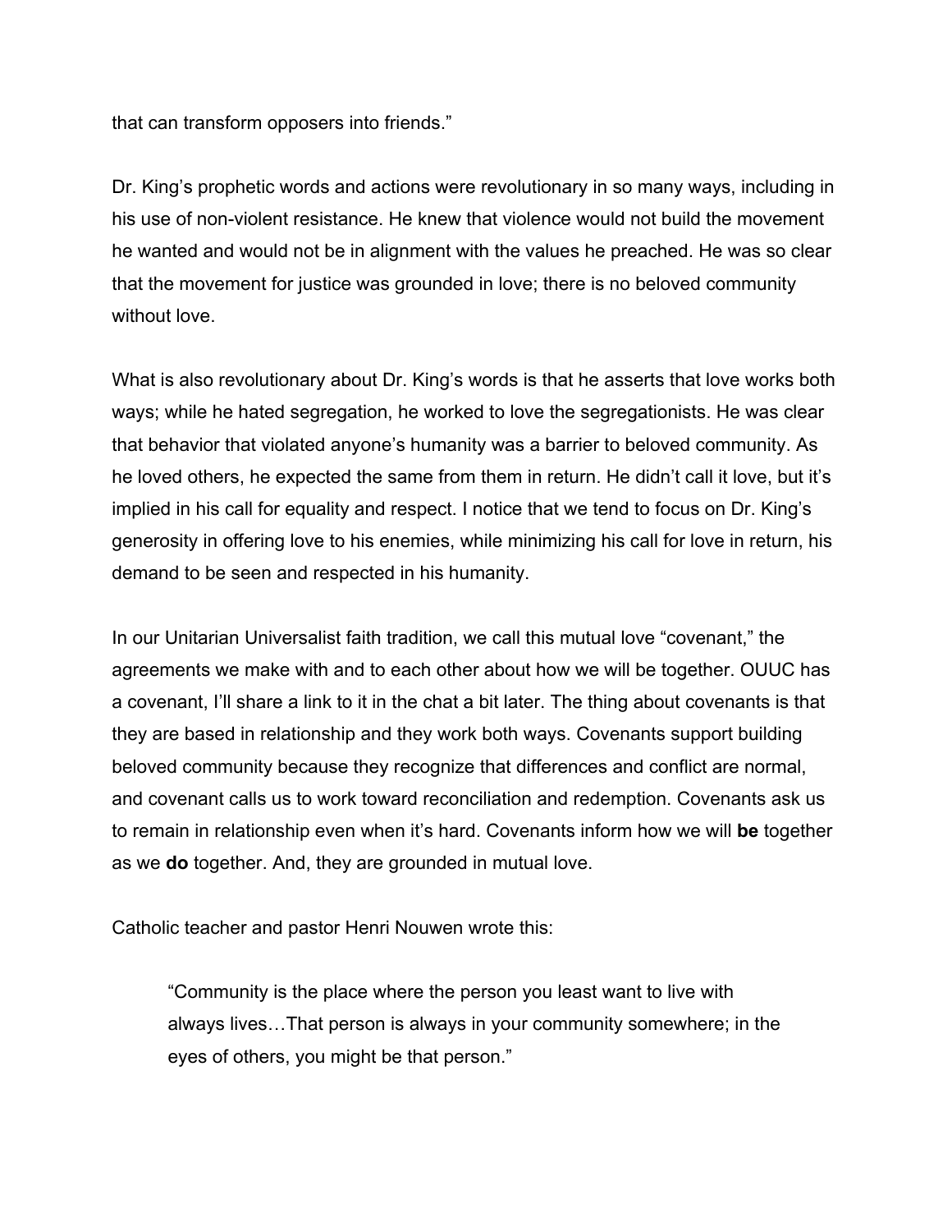that can transform opposers into friends."

Dr. King's prophetic words and actions were revolutionary in so many ways, including in his use of non-violent resistance. He knew that violence would not build the movement he wanted and would not be in alignment with the values he preached. He was so clear that the movement for justice was grounded in love; there is no beloved community without love.

What is also revolutionary about Dr. King's words is that he asserts that love works both ways; while he hated segregation, he worked to love the segregationists. He was clear that behavior that violated anyone's humanity was a barrier to beloved community. As he loved others, he expected the same from them in return. He didn't call it love, but it's implied in his call for equality and respect. I notice that we tend to focus on Dr. King's generosity in offering love to his enemies, while minimizing his call for love in return, his demand to be seen and respected in his humanity.

In our Unitarian Universalist faith tradition, we call this mutual love "covenant," the agreements we make with and to each other about how we will be together. OUUC has a covenant, I'll share a link to it in the chat a bit later. The thing about covenants is that they are based in relationship and they work both ways. Covenants support building beloved community because they recognize that differences and conflict are normal, and covenant calls us to work toward reconciliation and redemption. Covenants ask us to remain in relationship even when it's hard. Covenants inform how we will **be** together as we **do** together. And, they are grounded in mutual love.

Catholic teacher and pastor Henri Nouwen wrote this:

> "Community is the place where the person you least want to live with always lives…That person is always in your community somewhere; in the eyes of others, you might be that person."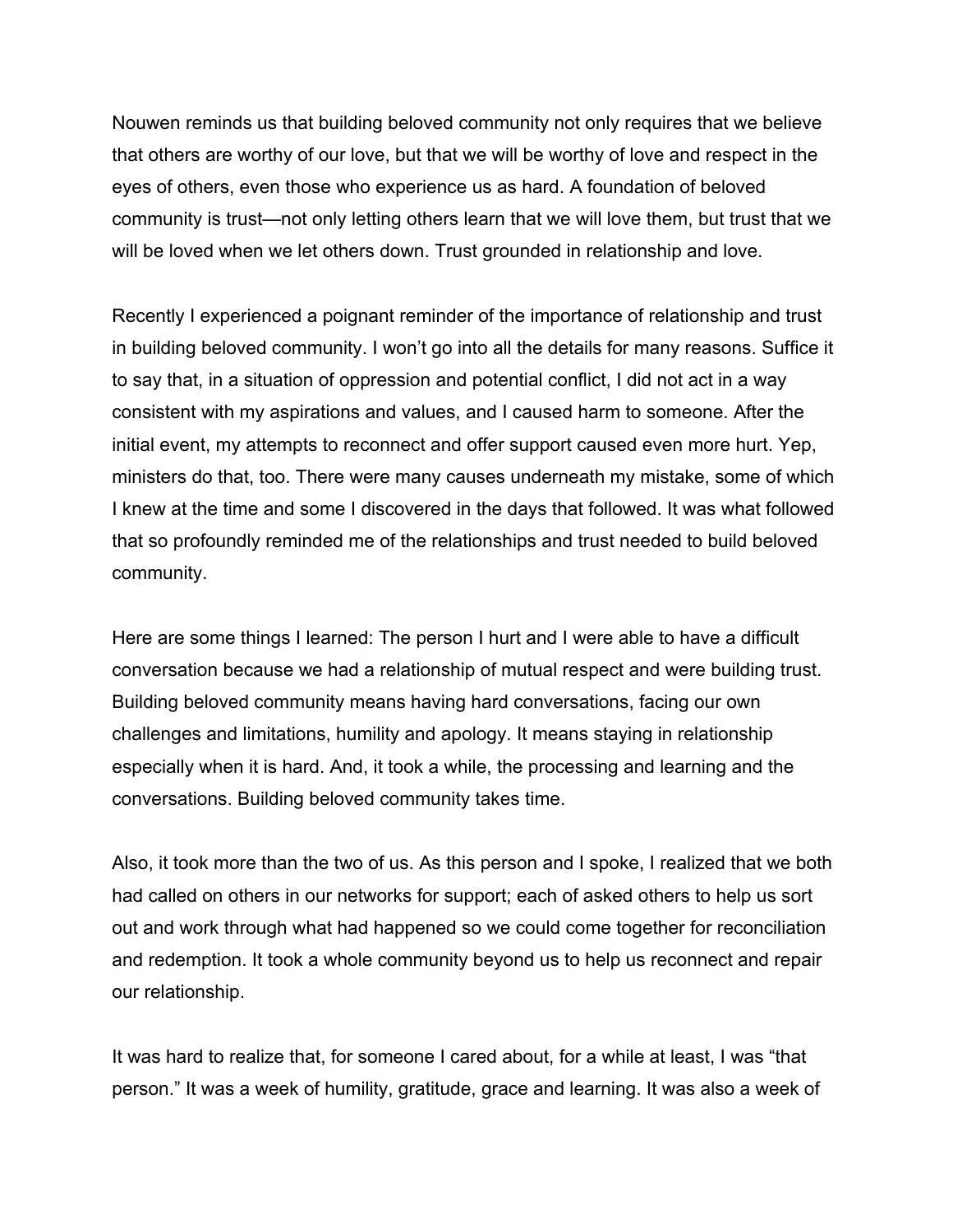Nouwen reminds us that building beloved community not only requires that we believe that others are worthy of our love, but that we will be worthy of love and respect in the eyes of others, even those who experience us as hard. A foundation of beloved community is trust—not only letting others learn that we will love them, but trust that we will be loved when we let others down. Trust grounded in relationship and love.

Recently I experienced a poignant reminder of the importance of relationship and trust in building beloved community. I won't go into all the details for many reasons. Suffice it to say that, in a situation of oppression and potential conflict, I did not act in a way consistent with my aspirations and values, and I caused harm to someone. After the initial event, my attempts to reconnect and offer support caused even more hurt. Yep, ministers do that, too. There were many causes underneath my mistake, some of which I knew at the time and some I discovered in the days that followed. It was what followed that so profoundly reminded me of the relationships and trust needed to build beloved community.

Here are some things I learned: The person I hurt and I were able to have a difficult conversation because we had a relationship of mutual respect and were building trust. Building beloved community means having hard conversations, facing our own challenges and limitations, humility and apology. It means staying in relationship especially when it is hard. And, it took a while, the processing and learning and the conversations. Building beloved community takes time.

Also, it took more than the two of us. As this person and I spoke, I realized that we both had called on others in our networks for support; each of asked others to help us sort out and work through what had happened so we could come together for reconciliation and redemption. It took a whole community beyond us to help us reconnect and repair our relationship.

It was hard to realize that, for someone I cared about, for a while at least, I was "that person." It was a week of humility, gratitude, grace and learning. It was also a week of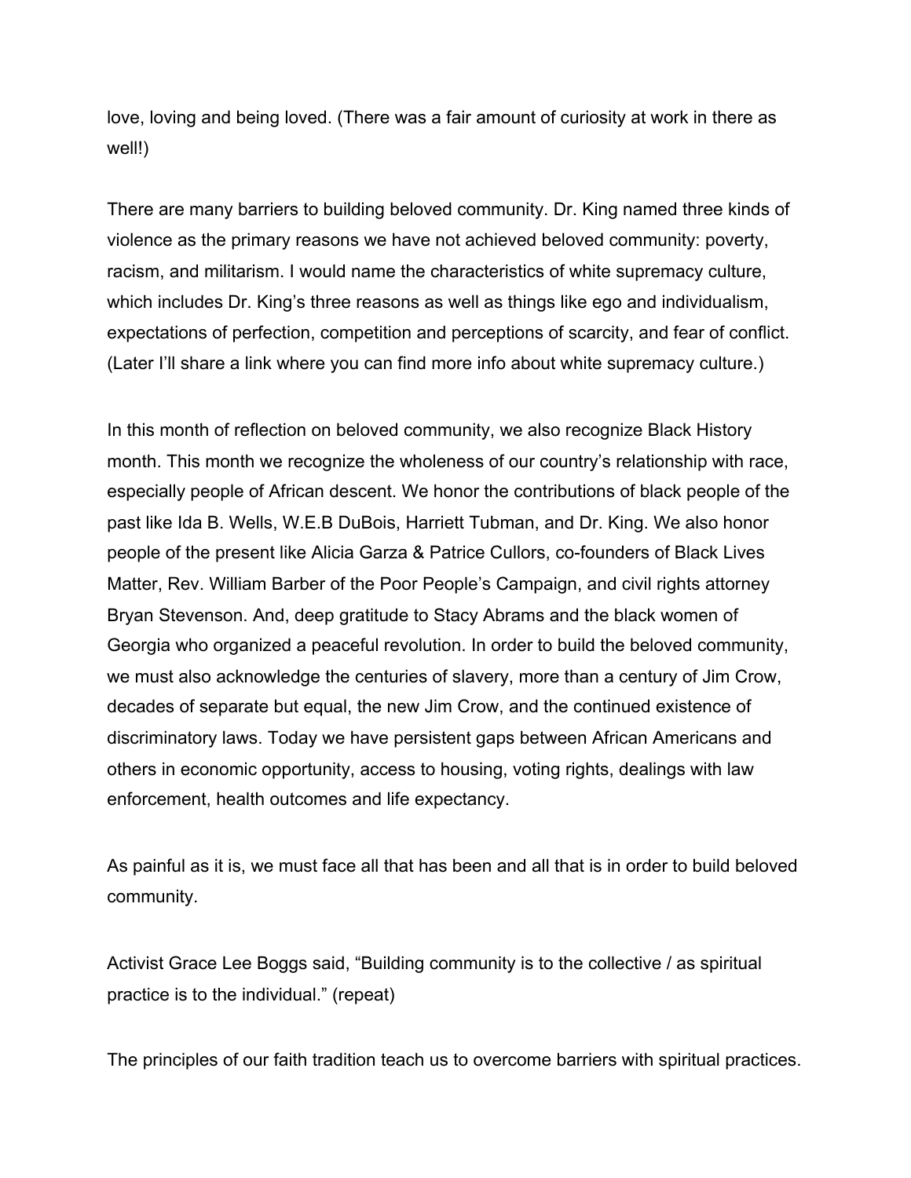love, loving and being loved. (There was a fair amount of curiosity at work in there as well!)

There are many barriers to building beloved community. Dr. King named three kinds of violence as the primary reasons we have not achieved beloved community: poverty, racism, and militarism. I would name the characteristics of white supremacy culture, which includes Dr. King's three reasons as well as things like ego and individualism, expectations of perfection, competition and perceptions of scarcity, and fear of conflict. (Later I'll share a link where you can find more info about white supremacy culture.)

In this month of reflection on beloved community, we also recognize Black History month. This month we recognize the wholeness of our country's relationship with race, especially people of African descent. We honor the contributions of black people of the past like Ida B. Wells, W.E.B DuBois, Harriett Tubman, and Dr. King. We also honor people of the present like Alicia Garza & Patrice Cullors, co-founders of Black Lives Matter, Rev. William Barber of the Poor People's Campaign, and civil rights attorney Bryan Stevenson. And, deep gratitude to Stacy Abrams and the black women of Georgia who organized a peaceful revolution. In order to build the beloved community, we must also acknowledge the centuries of slavery, more than a century of Jim Crow, decades of separate but equal, the new Jim Crow, and the continued existence of discriminatory laws. Today we have persistent gaps between African Americans and others in economic opportunity, access to housing, voting rights, dealings with law enforcement, health outcomes and life expectancy.

As painful as it is, we must face all that has been and all that is in order to build beloved community.

Activist Grace Lee Boggs said, "Building community is to the collective / as spiritual practice is to the individual." (repeat)

The principles of our faith tradition teach us to overcome barriers with spiritual practices.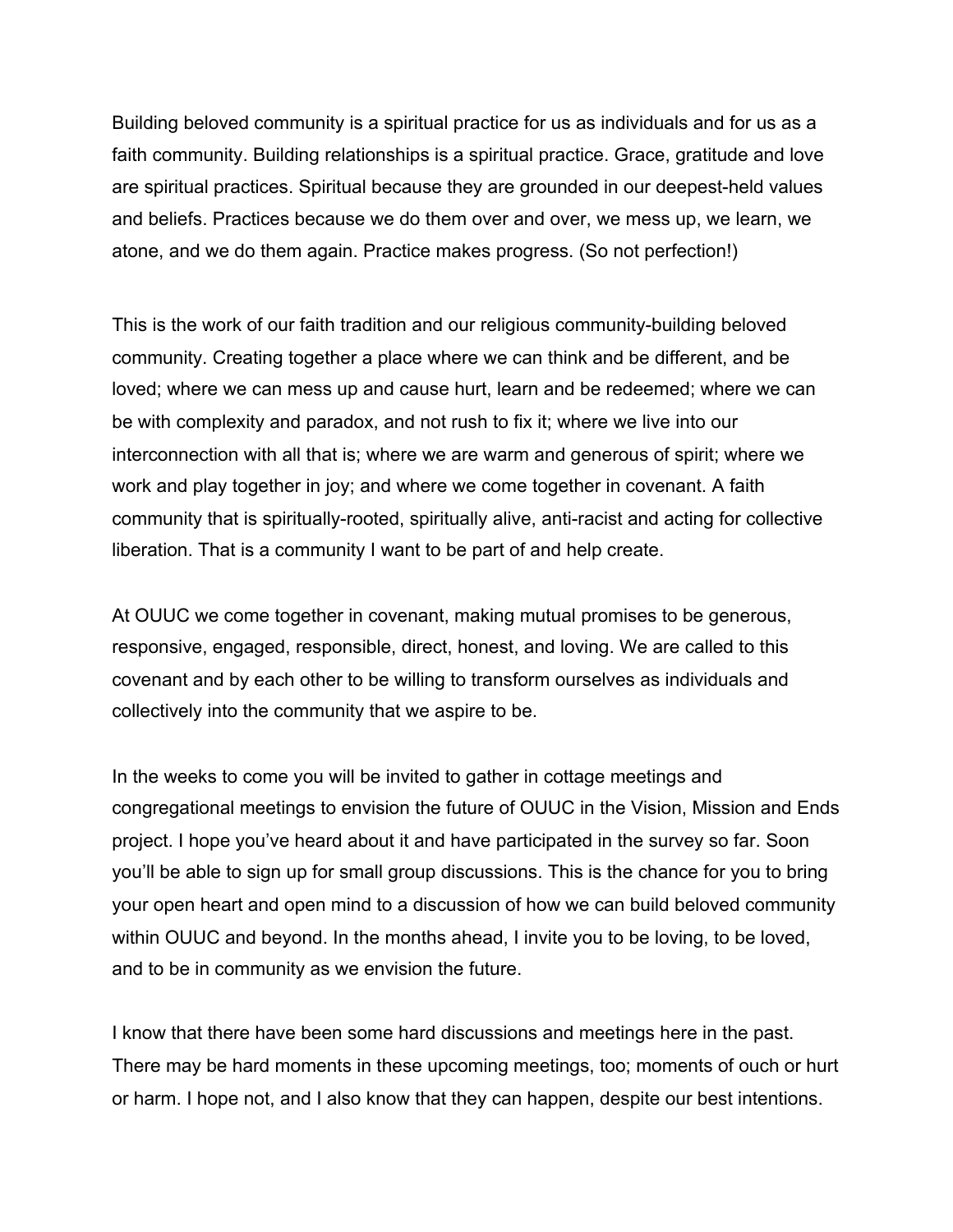Building beloved community is a spiritual practice for us as individuals and for us as a faith community. Building relationships is a spiritual practice. Grace, gratitude and love are spiritual practices. Spiritual because they are grounded in our deepest-held values and beliefs. Practices because we do them over and over, we mess up, we learn, we atone, and we do them again. Practice makes progress. (So not perfection!)

This is the work of our faith tradition and our religious community-building beloved community. Creating together a place where we can think and be different, and be loved; where we can mess up and cause hurt, learn and be redeemed; where we can be with complexity and paradox, and not rush to fix it; where we live into our interconnection with all that is; where we are warm and generous of spirit; where we work and play together in joy; and where we come together in covenant. A faith community that is spiritually-rooted, spiritually alive, anti-racist and acting for collective liberation. That is a community I want to be part of and help create.

At OUUC we come together in covenant, making mutual promises to be generous, responsive, engaged, responsible, direct, honest, and loving. We are called to this covenant and by each other to be willing to transform ourselves as individuals and collectively into the community that we aspire to be.

In the weeks to come you will be invited to gather in cottage meetings and congregational meetings to envision the future of OUUC in the Vision, Mission and Ends project. I hope you've heard about it and have participated in the survey so far. Soon you'll be able to sign up for small group discussions. This is the chance for you to bring your open heart and open mind to a discussion of how we can build beloved community within OUUC and beyond. In the months ahead, I invite you to be loving, to be loved, and to be in community as we envision the future.

I know that there have been some hard discussions and meetings here in the past. There may be hard moments in these upcoming meetings, too; moments of ouch or hurt or harm. I hope not, and I also know that they can happen, despite our best intentions.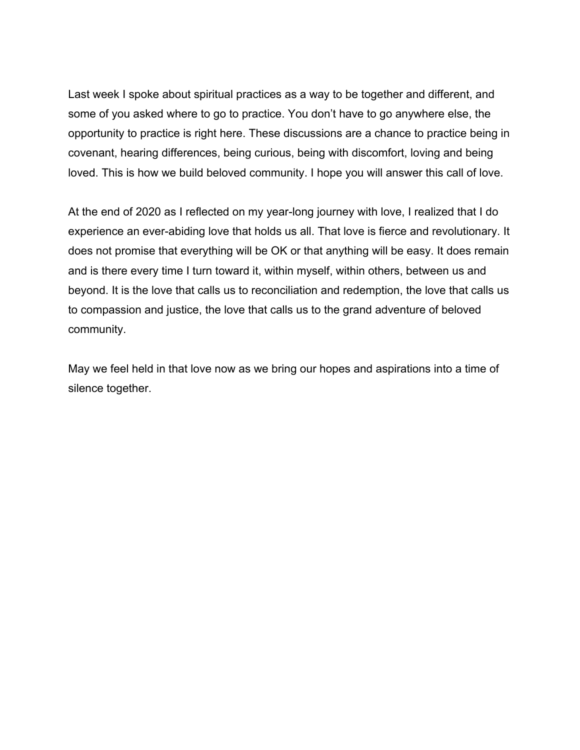Last week I spoke about spiritual practices as a way to be together and different, and some of you asked where to go to practice. You don't have to go anywhere else, the opportunity to practice is right here. These discussions are a chance to practice being in covenant, hearing differences, being curious, being with discomfort, loving and being loved. This is how we build beloved community. I hope you will answer this call of love.

At the end of 2020 as I reflected on my year-long journey with love, I realized that I do experience an ever-abiding love that holds us all. That love is fierce and revolutionary. It does not promise that everything will be OK or that anything will be easy. It does remain and is there every time I turn toward it, within myself, within others, between us and beyond. It is the love that calls us to reconciliation and redemption, the love that calls us to compassion and justice, the love that calls us to the grand adventure of beloved community.

May we feel held in that love now as we bring our hopes and aspirations into a time of silence together.